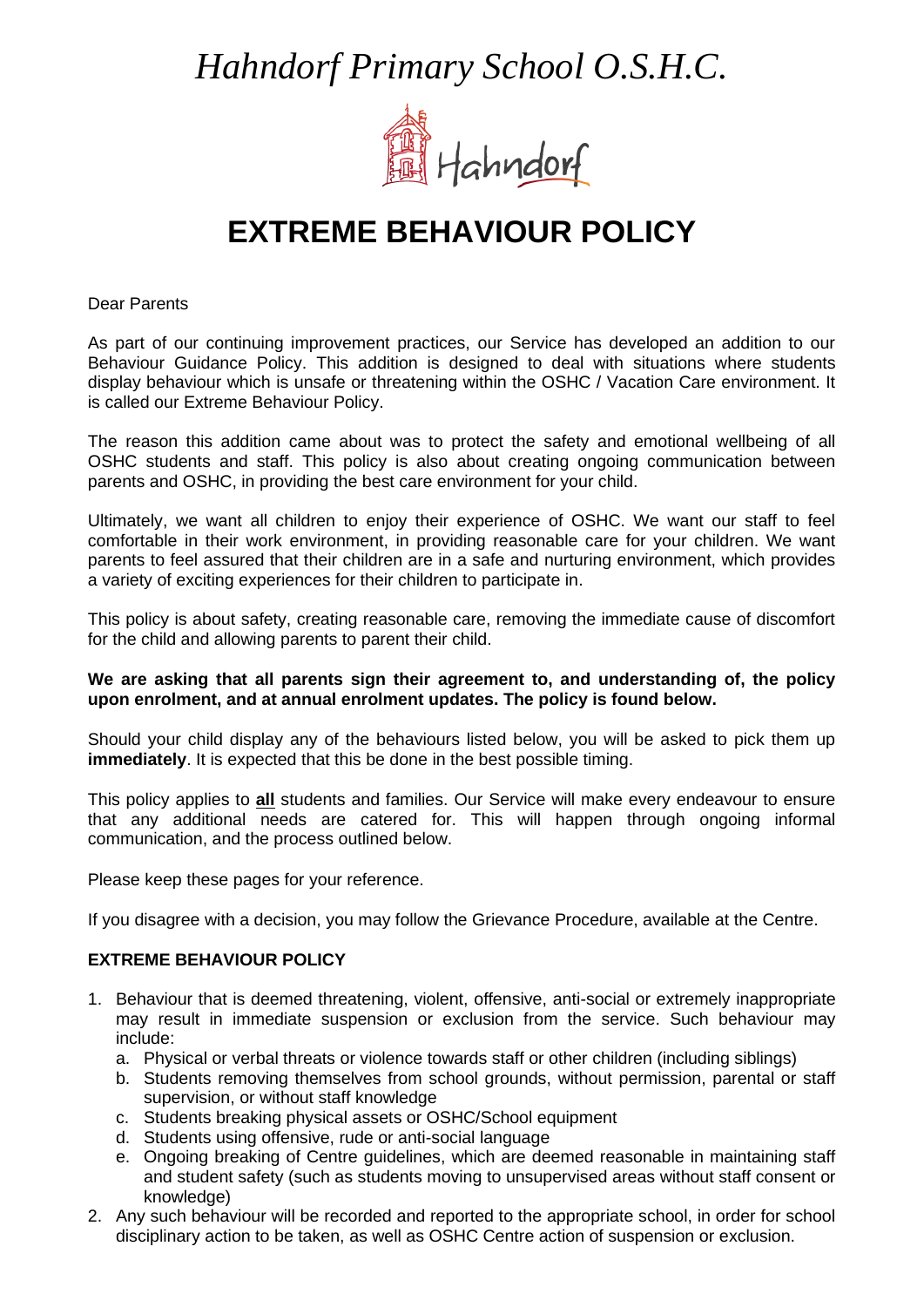# *Hahndorf Primary School O.S.H.C.*

Hahndorf

## EXTREME BEHAVIOUR POLICY

Dear Parents

As part of our continuing improvement practices, our Service has developed an addition to our Behaviour Guidance Policy. This addition is designed to deal with situations where students display behaviour which is unsafe or threatening within the OSHC / Vacation Care environment. It is called our Extreme Behaviour Policy.

The reason this addition came about was to protect the safety and emotional wellbeing of all OSHC students and staff. This policy is also about creating ongoing communication between parents and OSHC, in providing the best care environment for your child.

Ultimately, we want all children to enjoy their experience of OSHC. We want our staff to feel comfortable in their work environment, in providing reasonable care for your children. We want parents to feel assured that their children are in a safe and nurturing environment, which provides a variety of exciting experiences for their children to participate in.

This policy is about safety, creating reasonable care, removing the immediate cause of discomfort for the child and allowing parents to parent their child.

**We are asking that all parents sign their agreement to, and understanding of, the policy upon enrolment, and at annual enrolment updates. The policy is found below.**

Should your child display any of the behaviours listed below, you will be asked to pick them up **immediately**. It is expected that this be done in the best possible timing.

This policy applies to **all** students and families. Our Service will make every endeavour to ensure that any additional needs are catered for. This will happen through ongoing informal communication, and the process outlined below.

Please keep these pages for your reference.

If you disagree with a decision, you may follow the Grievance Procedure, available at the Centre.

### EXTREME BEHAVIOUR POLICY

1. Behaviour that is deemed threatening, violent, offensive, anti-social or extremely inappropriate may result in immediate suspension or exclusion from the service. Such behaviour may include:
   a. Physical or verbal threats or violence towards staff or other children (including siblings)
   b. Students removing themselves from school grounds, without permission, parental or staff supervision, or without staff knowledge
   c. Students breaking physical assets or OSHC/School equipment
   d. Students using offensive, rude or anti-social language
   e. Ongoing breaking of Centre guidelines, which are deemed reasonable in maintaining staff and student safety (such as students moving to unsupervised areas without staff consent or knowledge)
2. Any such behaviour will be recorded and reported to the appropriate school, in order for school disciplinary action to be taken, as well as OSHC Centre action of suspension or exclusion.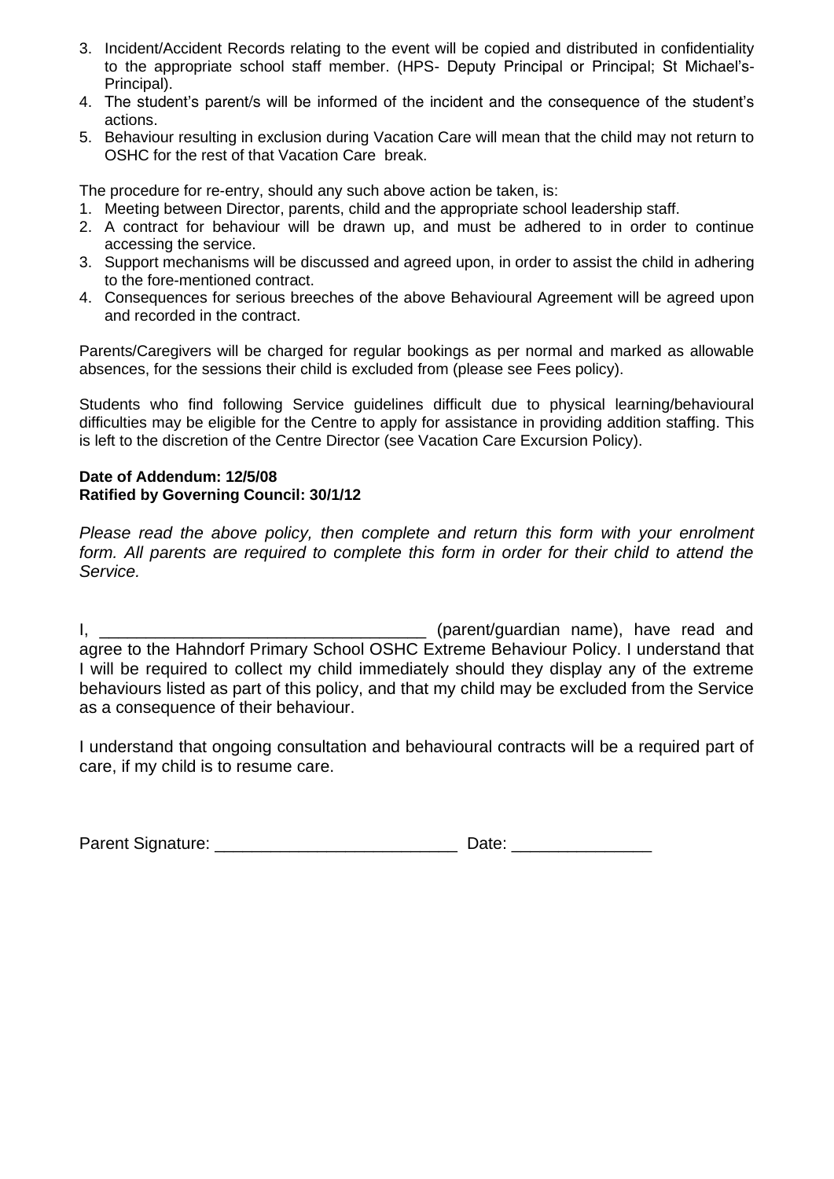3. Incident/Accident Records relating to the event will be copied and distributed in confidentiality to the appropriate school staff member. (HPS- Deputy Principal or Principal; St Michael's- Principal).
4. The student's parent/s will be informed of the incident and the consequence of the student's actions.
5. Behaviour resulting in exclusion during Vacation Care will mean that the child may not return to OSHC for the rest of that Vacation Care break.

The procedure for re-entry, should any such above action be taken, is:

1. Meeting between Director, parents, child and the appropriate school leadership staff.
2. A contract for behaviour will be drawn up, and must be adhered to in order to continue accessing the service.
3. Support mechanisms will be discussed and agreed upon, in order to assist the child in adhering to the fore-mentioned contract.
4. Consequences for serious breeches of the above Behavioural Agreement will be agreed upon and recorded in the contract.

Parents/Caregivers will be charged for regular bookings as per normal and marked as allowable absences, for the sessions their child is excluded from (please see Fees policy).

Students who find following Service guidelines difficult due to physical learning/behavioural difficulties may be eligible for the Centre to apply for assistance in providing addition staffing. This is left to the discretion of the Centre Director (see Vacation Care Excursion Policy).

**Date of Addendum: 12/5/08**
**Ratified by Governing Council: 30/1/12**

*Please read the above policy, then complete and return this form with your enrolment form. All parents are required to complete this form in order for their child to attend the Service.*

I, ___________________________________ (parent/guardian name), have read and agree to the Hahndorf Primary School OSHC Extreme Behaviour Policy. I understand that I will be required to collect my child immediately should they display any of the extreme behaviours listed as part of this policy, and that my child may be excluded from the Service as a consequence of their behaviour.

I understand that ongoing consultation and behavioural contracts will be a required part of care, if my child is to resume care.

Parent Signature: __________________________ Date: _______________